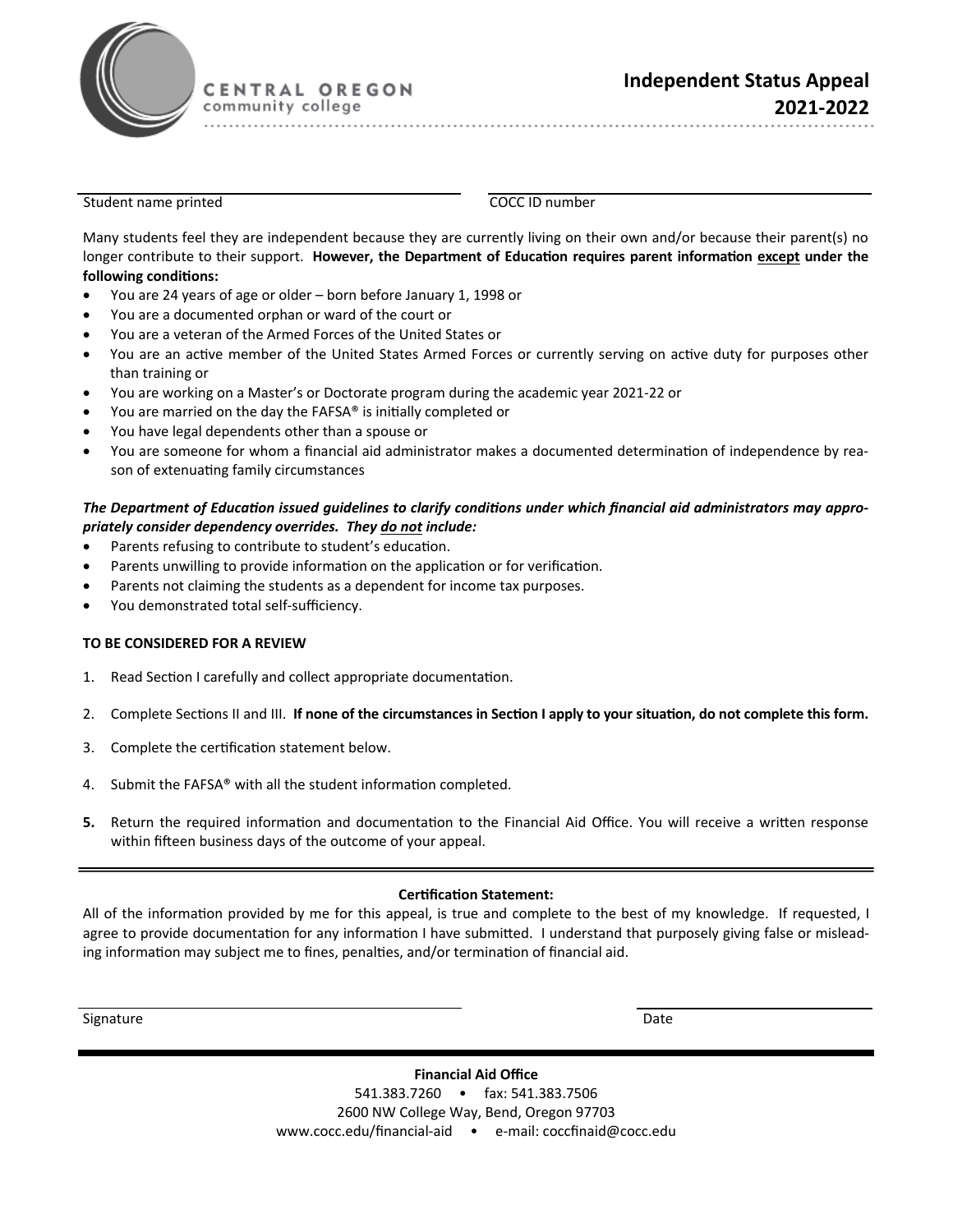CENTRAL OREGON
community college

# Independent Status Appeal 2021-2022

Student name printed

COCC ID number

Many students feel they are independent because they are currently living on their own and/or because their parent(s) no longer contribute to their support. **However, the Department of Education requires parent information <u>except</u> under the following conditions:**

- You are 24 years of age or older – born before January 1, 1998 or
- You are a documented orphan or ward of the court or
- You are a veteran of the Armed Forces of the United States or
- You are an active member of the United States Armed Forces or currently serving on active duty for purposes other than training or
- You are working on a Master's or Doctorate program during the academic year 2021-22 or
- You are married on the day the FAFSA® is initially completed or
- You have legal dependents other than a spouse or
- You are someone for whom a financial aid administrator makes a documented determination of independence by reason of extenuating family circumstances

***The Department of Education issued guidelines to clarify conditions under which financial aid administrators may appropriately consider dependency overrides. They <u>do not</u> include:***

- Parents refusing to contribute to student's education.
- Parents unwilling to provide information on the application or for verification.
- Parents not claiming the students as a dependent for income tax purposes.
- You demonstrated total self-sufficiency.

**TO BE CONSIDERED FOR A REVIEW**

1. Read Section I carefully and collect appropriate documentation.
2. Complete Sections II and III. **If none of the circumstances in Section I apply to your situation, do not complete this form.**
3. Complete the certification statement below.
4. Submit the FAFSA® with all the student information completed.
5. Return the required information and documentation to the Financial Aid Office. You will receive a written response within fifteen business days of the outcome of your appeal.

**Certification Statement:**

All of the information provided by me for this appeal, is true and complete to the best of my knowledge. If requested, I agree to provide documentation for any information I have submitted. I understand that purposely giving false or misleading information may subject me to fines, penalties, and/or termination of financial aid.

Signature

Date

**Financial Aid Office**

541.383.7260 • fax: 541.383.7506

2600 NW College Way, Bend, Oregon 97703

www.cocc.edu/financial-aid • e-mail: coccfinaid@cocc.edu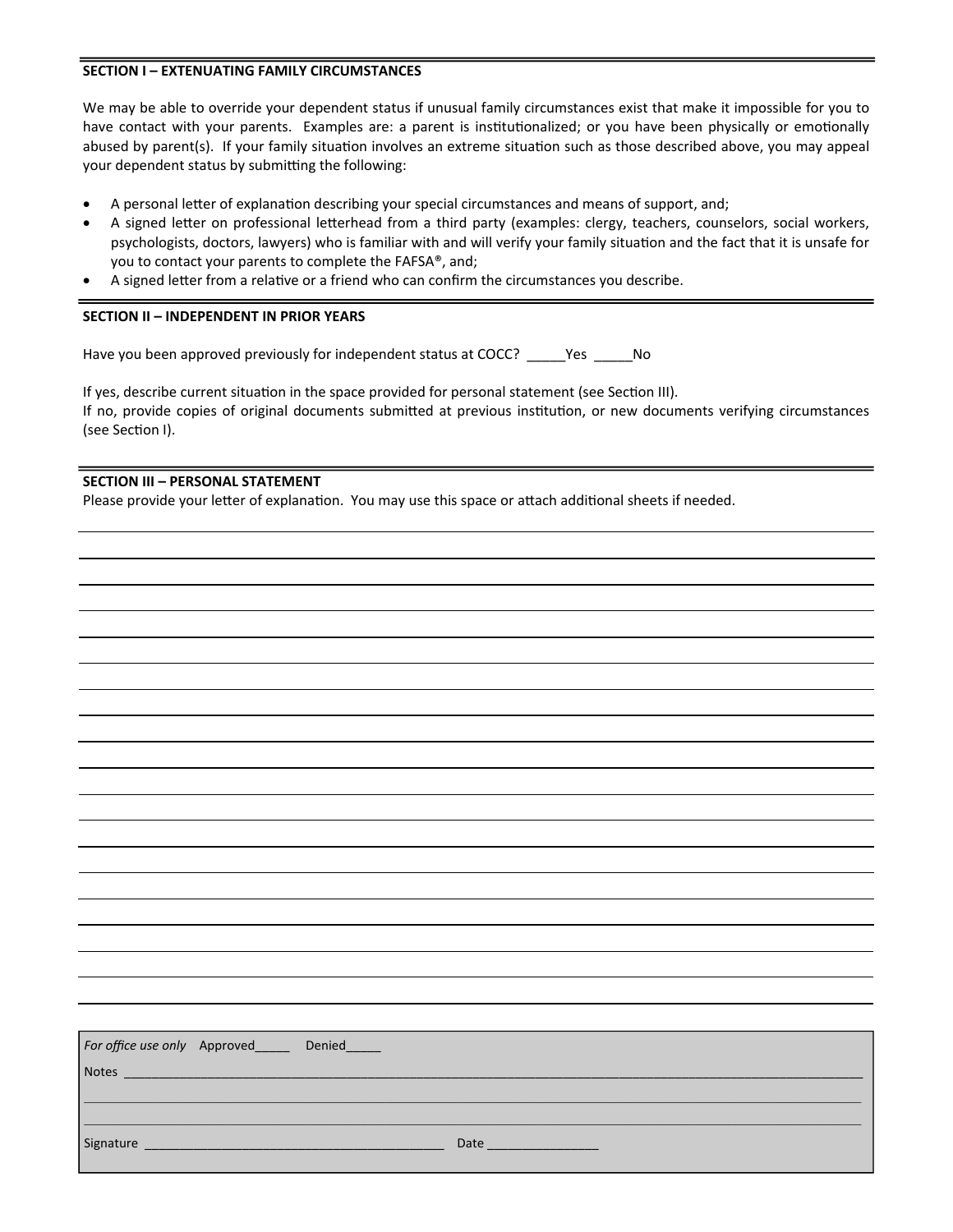## SECTION I – EXTENUATING FAMILY CIRCUMSTANCES

We may be able to override your dependent status if unusual family circumstances exist that make it impossible for you to have contact with your parents. Examples are: a parent is institutionalized; or you have been physically or emotionally abused by parent(s). If your family situation involves an extreme situation such as those described above, you may appeal your dependent status by submitting the following:

- A personal letter of explanation describing your special circumstances and means of support, and;
- A signed letter on professional letterhead from a third party (examples: clergy, teachers, counselors, social workers, psychologists, doctors, lawyers) who is familiar with and will verify your family situation and the fact that it is unsafe for you to contact your parents to complete the FAFSA®, and;
- A signed letter from a relative or a friend who can confirm the circumstances you describe.

## SECTION II – INDEPENDENT IN PRIOR YEARS

Have you been approved previously for independent status at COCC? _____Yes _____No

If yes, describe current situation in the space provided for personal statement (see Section III).
If no, provide copies of original documents submitted at previous institution, or new documents verifying circumstances (see Section I).

## SECTION III – PERSONAL STATEMENT

Please provide your letter of explanation. You may use this space or attach additional sheets if needed.

______________________________________________________________________________

______________________________________________________________________________

______________________________________________________________________________

______________________________________________________________________________

______________________________________________________________________________

______________________________________________________________________________

______________________________________________________________________________

______________________________________________________________________________

______________________________________________________________________________

______________________________________________________________________________

______________________________________________________________________________

______________________________________________________________________________

______________________________________________________________________________

______________________________________________________________________________

______________________________________________________________________________

______________________________________________________________________________

______________________________________________________________________________

______________________________________________________________________________

*For office use only* Approved_____ Denied_____

Notes ______________________________________________________________________

______________________________________________________________________________

______________________________________________________________________________

Signature ___________________________________ Date _______________